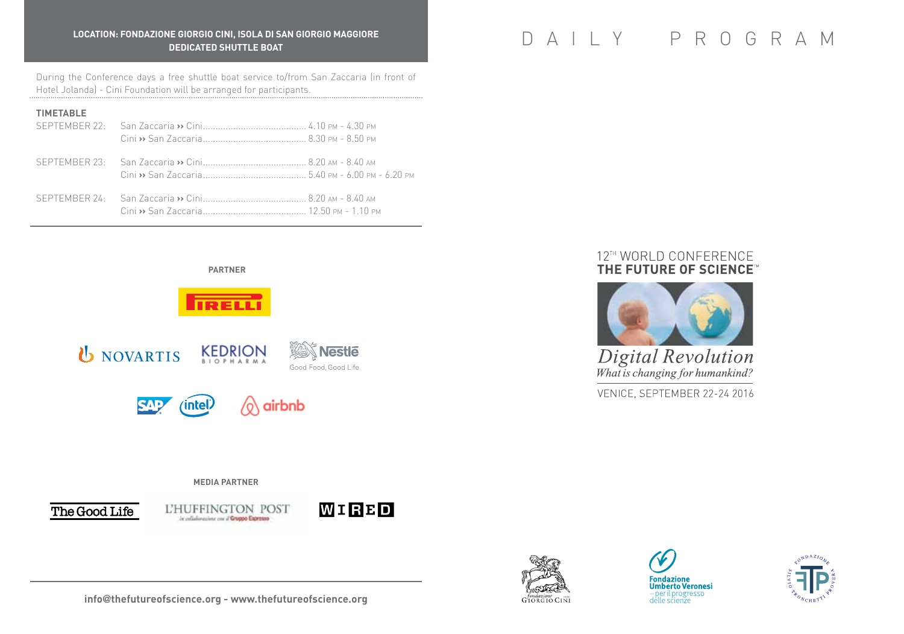**LOCATION: FONDAZIONE GIORGIO CINI, ISOLA DI SAN GIORGIO MAGGIORE**
**DEDICATED SHUTTLE BOAT**

During the Conference days a free shuttle boat service to/from San Zaccaria (in front of Hotel Jolanda) - Cini Foundation will be arranged for participants.

**TIMETABLE**

| | | |
|---|---|---|
| SEPTEMBER 22: | San Zaccaria ›› Cini | 4.10 PM - 4.30 PM |
| | Cini ›› San Zaccaria | 8.30 PM - 8.50 PM |
| SEPTEMBER 23: | San Zaccaria ›› Cini | 8.20 AM - 8.40 AM |
| | Cini ›› San Zaccaria | 5.40 PM - 6.00 PM - 6.20 PM |
| SEPTEMBER 24: | San Zaccaria ›› Cini | 8.20 AM - 8.40 AM |
| | Cini ›› San Zaccaria | 12.50 PM - 1.10 PM |

**PARTNER**

PIRELLI

NOVARTIS — KEDRION BIOPHARMA — Nestlé Good Food, Good Life

SAP — intel — airbnb

**MEDIA PARTNER**

The Good Life — L'HUFFINGTON POST in collaborazione con il Gruppo Espresso — WIRED

info@thefutureofscience.org - www.thefutureofscience.org

# DAILY PROGRAM

12TH WORLD CONFERENCE
**THE FUTURE OF SCIENCE™**

*Digital Revolution*
*What is changing for humankind?*

VENICE, SEPTEMBER 22-24 2016

Fondazione Giorgio Cini — Fondazione Umberto Veronesi – per il progresso delle scienze — Fondazione Silvio Tronchetti Provera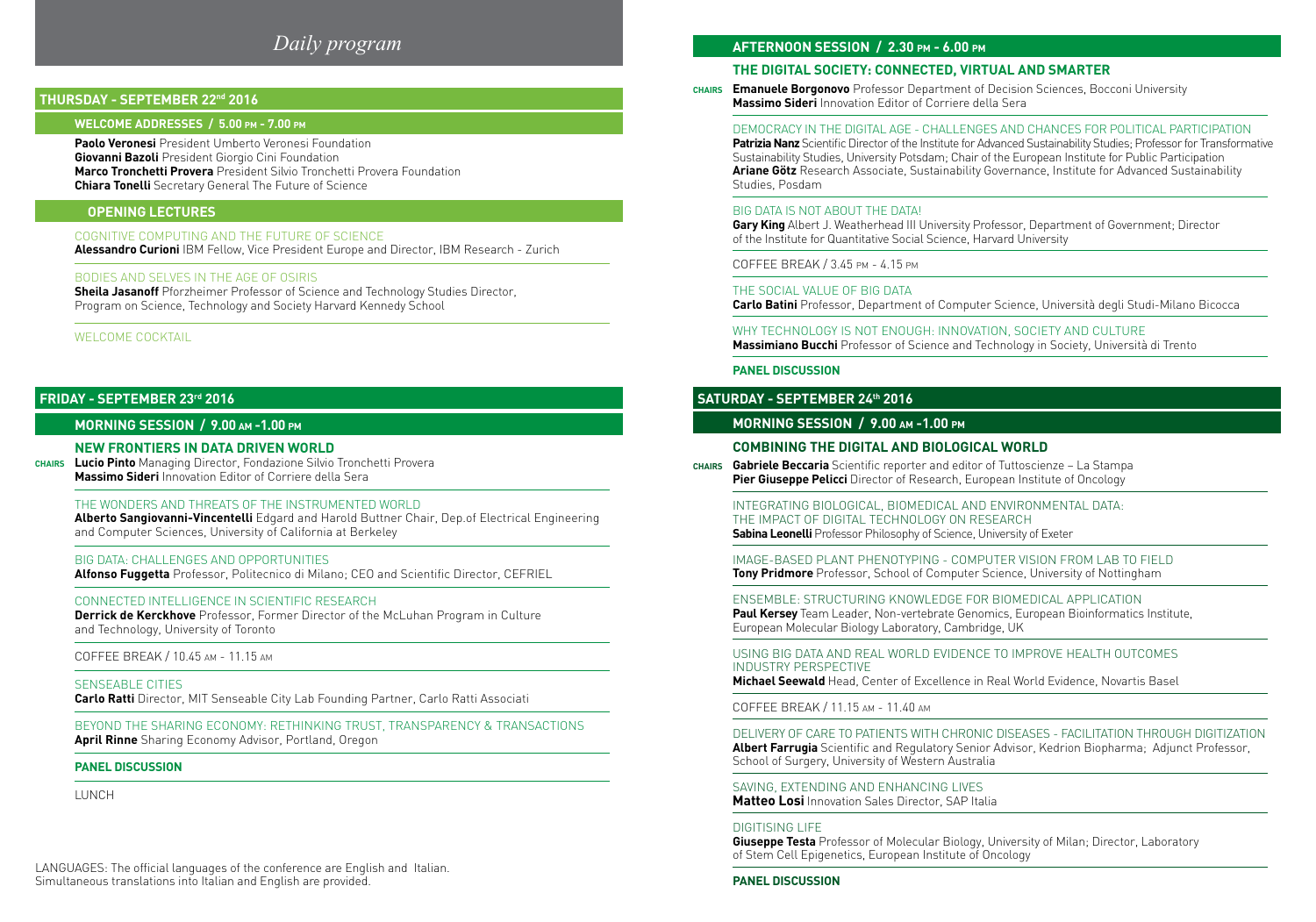# *Daily program*

## THURSDAY - SEPTEMBER 22nd 2016

### WELCOME ADDRESSES / 5.00 PM - 7.00 PM

**Paolo Veronesi** President Umberto Veronesi Foundation
**Giovanni Bazoli** President Giorgio Cini Foundation
**Marco Tronchetti Provera** President Silvio Tronchetti Provera Foundation
**Chiara Tonelli** Secretary General The Future of Science

### OPENING LECTURES

COGNITIVE COMPUTING AND THE FUTURE OF SCIENCE
**Alessandro Curioni** IBM Fellow, Vice President Europe and Director, IBM Research - Zurich

BODIES AND SELVES IN THE AGE OF OSIRIS
**Sheila Jasanoff** Pforzheimer Professor of Science and Technology Studies Director, Program on Science, Technology and Society Harvard Kennedy School

WELCOME COCKTAIL

## FRIDAY - SEPTEMBER 23rd 2016

### MORNING SESSION / 9.00 AM -1.00 PM

#### NEW FRONTIERS IN DATA DRIVEN WORLD

CHAIRS **Lucio Pinto** Managing Director, Fondazione Silvio Tronchetti Provera
**Massimo Sideri** Innovation Editor of Corriere della Sera

THE WONDERS AND THREATS OF THE INSTRUMENTED WORLD
**Alberto Sangiovanni-Vincentelli** Edgard and Harold Buttner Chair, Dep.of Electrical Engineering and Computer Sciences, University of California at Berkeley

BIG DATA: CHALLENGES AND OPPORTUNITIES
**Alfonso Fuggetta** Professor, Politecnico di Milano; CEO and Scientific Director, CEFRIEL

CONNECTED INTELLIGENCE IN SCIENTIFIC RESEARCH
**Derrick de Kerckhove** Professor, Former Director of the McLuhan Program in Culture and Technology, University of Toronto

COFFEE BREAK / 10.45 AM - 11.15 AM

SENSEABLE CITIES
**Carlo Ratti** Director, MIT Senseable City Lab Founding Partner, Carlo Ratti Associati

BEYOND THE SHARING ECONOMY: RETHINKING TRUST, TRANSPARENCY & TRANSACTIONS
**April Rinne** Sharing Economy Advisor, Portland, Oregon

**PANEL DISCUSSION**

LUNCH

LANGUAGES: The official languages of the conference are English and Italian.
Simultaneous translations into Italian and English are provided.

### AFTERNOON SESSION / 2.30 PM - 6.00 PM

#### THE DIGITAL SOCIETY: CONNECTED, VIRTUAL AND SMARTER

CHAIRS **Emanuele Borgonovo** Professor Department of Decision Sciences, Bocconi University
**Massimo Sideri** Innovation Editor of Corriere della Sera

DEMOCRACY IN THE DIGITAL AGE - CHALLENGES AND CHANCES FOR POLITICAL PARTICIPATION
**Patrizia Nanz** Scientific Director of the Institute for Advanced Sustainability Studies; Professor for Transformative Sustainability Studies, University Potsdam; Chair of the European Institute for Public Participation
**Ariane Götz** Research Associate, Sustainability Governance, Institute for Advanced Sustainability Studies, Posdam

BIG DATA IS NOT ABOUT THE DATA!
**Gary King** Albert J. Weatherhead III University Professor, Department of Government; Director of the Institute for Quantitative Social Science, Harvard University

COFFEE BREAK / 3.45 PM - 4.15 PM

THE SOCIAL VALUE OF BIG DATA
**Carlo Batini** Professor, Department of Computer Science, Università degli Studi-Milano Bicocca

WHY TECHNOLOGY IS NOT ENOUGH: INNOVATION, SOCIETY AND CULTURE
**Massimiano Bucchi** Professor of Science and Technology in Society, Università di Trento

**PANEL DISCUSSION**

## SATURDAY - SEPTEMBER 24th 2016

### MORNING SESSION / 9.00 AM -1.00 PM

#### COMBINING THE DIGITAL AND BIOLOGICAL WORLD

CHAIRS **Gabriele Beccaria** Scientific reporter and editor of Tuttoscienze – La Stampa
**Pier Giuseppe Pelicci** Director of Research, European Institute of Oncology

INTEGRATING BIOLOGICAL, BIOMEDICAL AND ENVIRONMENTAL DATA:
THE IMPACT OF DIGITAL TECHNOLOGY ON RESEARCH
**Sabina Leonelli** Professor Philosophy of Science, University of Exeter

IMAGE-BASED PLANT PHENOTYPING - COMPUTER VISION FROM LAB TO FIELD
**Tony Pridmore** Professor, School of Computer Science, University of Nottingham

ENSEMBLE: STRUCTURING KNOWLEDGE FOR BIOMEDICAL APPLICATION
**Paul Kersey** Team Leader, Non-vertebrate Genomics, European Bioinformatics Institute, European Molecular Biology Laboratory, Cambridge, UK

USING BIG DATA AND REAL WORLD EVIDENCE TO IMPROVE HEALTH OUTCOMES
INDUSTRY PERSPECTIVE
**Michael Seewald** Head, Center of Excellence in Real World Evidence, Novartis Basel

COFFEE BREAK / 11.15 AM - 11.40 AM

DELIVERY OF CARE TO PATIENTS WITH CHRONIC DISEASES - FACILITATION THROUGH DIGITIZATION
**Albert Farrugia** Scientific and Regulatory Senior Advisor, Kedrion Biopharma; Adjunct Professor, School of Surgery, University of Western Australia

SAVING, EXTENDING AND ENHANCING LIVES
**Matteo Losi** Innovation Sales Director, SAP Italia

DIGITISING LIFE
**Giuseppe Testa** Professor of Molecular Biology, University of Milan; Director, Laboratory of Stem Cell Epigenetics, European Institute of Oncology

**PANEL DISCUSSION**